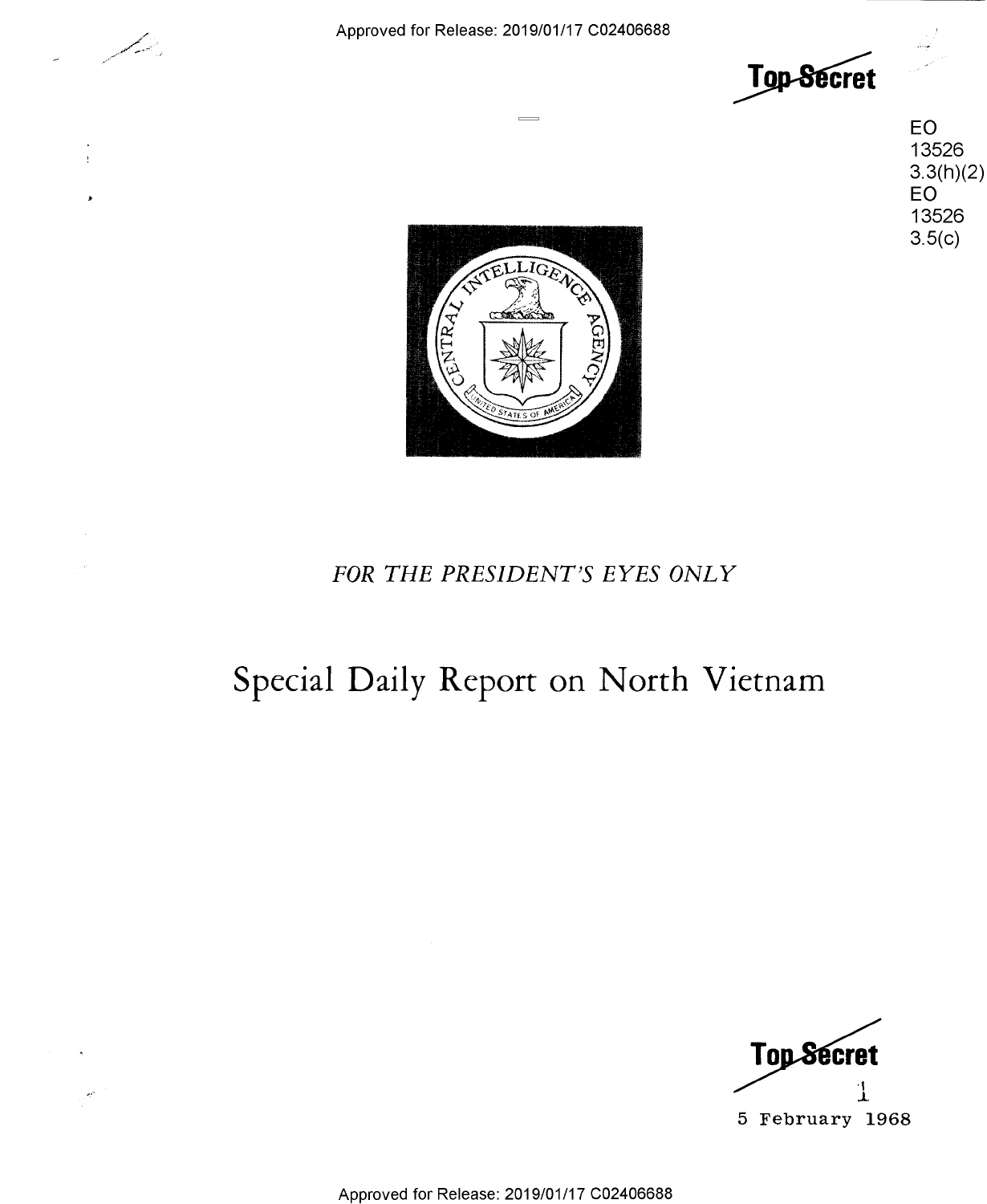Top Secret

EO 13526 3.3(h)(2)
EO 13526 3.5(c)

*FOR THE PRESIDENT'S EYES ONLY*

# Special Daily Report on North Vietnam

Top Secret

5 February 1968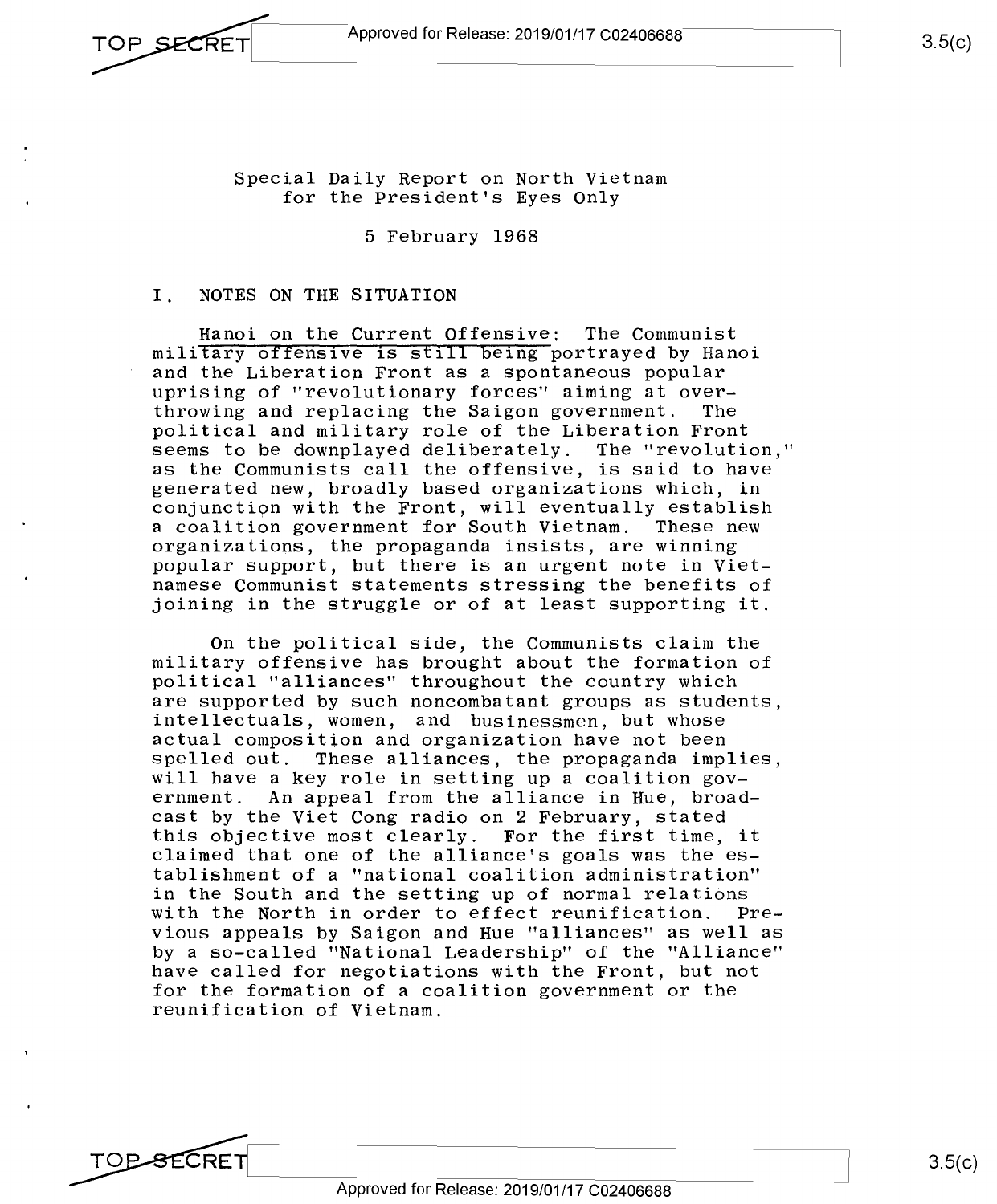Special Daily Report on North Vietnam
for the President's Eyes Only

5 February 1968

## I. NOTES ON THE SITUATION

Hanoi on the Current Offensive: The Communist military offensive is still being portrayed by Hanoi and the Liberation Front as a spontaneous popular uprising of "revolutionary forces" aiming at overthrowing and replacing the Saigon government. The political and military role of the Liberation Front seems to be downplayed deliberately. The "revolution," as the Communists call the offensive, is said to have generated new, broadly based organizations which, in conjunction with the Front, will eventually establish a coalition government for South Vietnam. These new organizations, the propaganda insists, are winning popular support, but there is an urgent note in Vietnamese Communist statements stressing the benefits of joining in the struggle or of at least supporting it.

On the political side, the Communists claim the military offensive has brought about the formation of political "alliances" throughout the country which are supported by such noncombatant groups as students, intellectuals, women, and businessmen, but whose actual composition and organization have not been spelled out. These alliances, the propaganda implies, will have a key role in setting up a coalition government. An appeal from the alliance in Hue, broadcast by the Viet Cong radio on 2 February, stated this objective most clearly. For the first time, it claimed that one of the alliance's goals was the establishment of a "national coalition administration" in the South and the setting up of normal relations with the North in order to effect reunification. Previous appeals by Saigon and Hue "alliances" as well as by a so-called "National Leadership" of the "Alliance" have called for negotiations with the Front, but not for the formation of a coalition government or the reunification of Vietnam.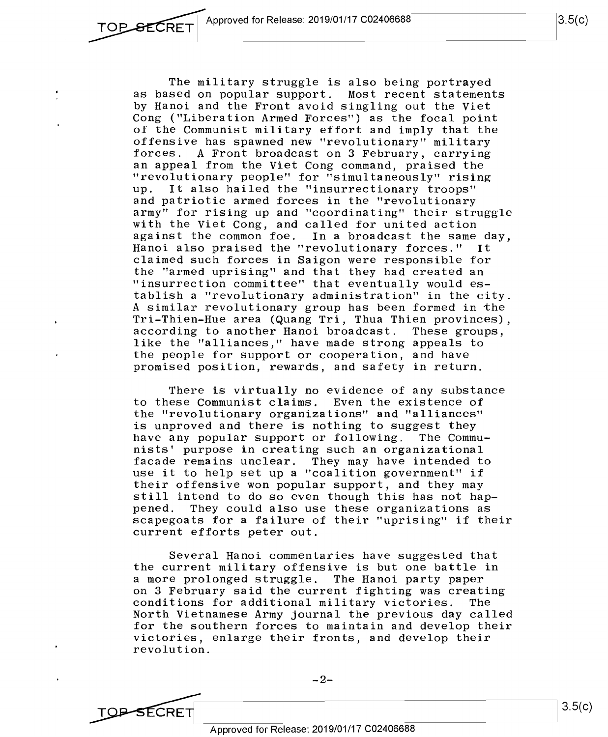The military struggle is also being portrayed as based on popular support. Most recent statements by Hanoi and the Front avoid singling out the Viet Cong ("Liberation Armed Forces") as the focal point of the Communist military effort and imply that the offensive has spawned new "revolutionary" military forces. A Front broadcast on 3 February, carrying an appeal from the Viet Cong command, praised the "revolutionary people" for "simultaneously" rising up. It also hailed the "insurrectionary troops" and patriotic armed forces in the "revolutionary army" for rising up and "coordinating" their struggle with the Viet Cong, and called for united action against the common foe. In a broadcast the same day, Hanoi also praised the "revolutionary forces." It claimed such forces in Saigon were responsible for the "armed uprising" and that they had created an "insurrection committee" that eventually would establish a "revolutionary administration" in the city. A similar revolutionary group has been formed in the Tri-Thien-Hue area (Quang Tri, Thua Thien provinces), according to another Hanoi broadcast. These groups, like the "alliances," have made strong appeals to the people for support or cooperation, and have promised position, rewards, and safety in return.

There is virtually no evidence of any substance to these Communist claims. Even the existence of the "revolutionary organizations" and "alliances" is unproved and there is nothing to suggest they have any popular support or following. The Communists' purpose in creating such an organizational facade remains unclear. They may have intended to use it to help set up a "coalition government" if their offensive won popular support, and they may still intend to do so even though this has not happened. They could also use these organizations as scapegoats for a failure of their "uprising" if their current efforts peter out.

Several Hanoi commentaries have suggested that the current military offensive is but one battle in a more prolonged struggle. The Hanoi party paper on 3 February said the current fighting was creating conditions for additional military victories. The North Vietnamese Army journal the previous day called for the southern forces to maintain and develop their victories, enlarge their fronts, and develop their revolution.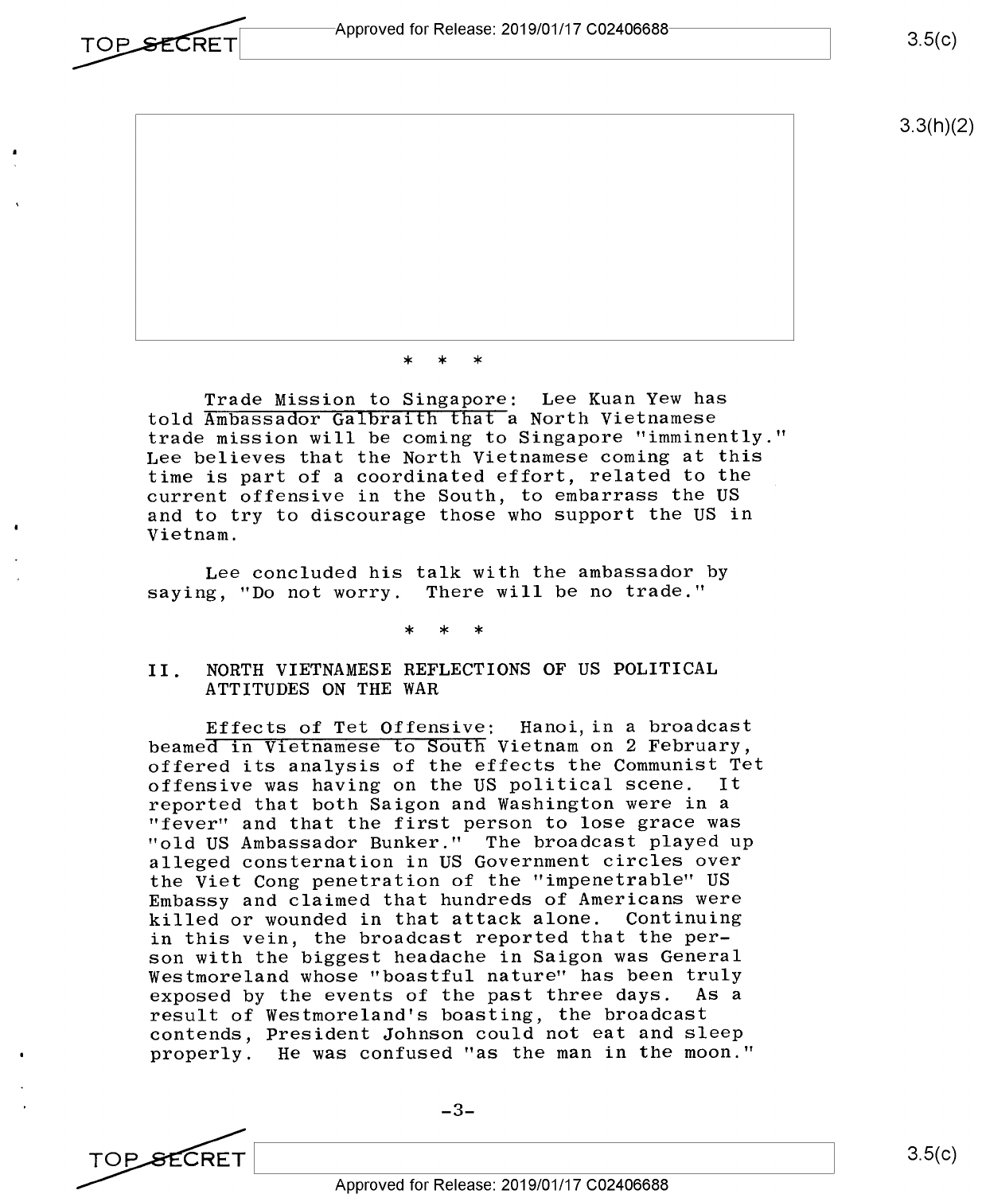\* \* \*

Trade Mission to Singapore: Lee Kuan Yew has told Ambassador Galbraith that a North Vietnamese trade mission will be coming to Singapore "imminently." Lee believes that the North Vietnamese coming at this time is part of a coordinated effort, related to the current offensive in the South, to embarrass the US and to try to discourage those who support the US in Vietnam.

Lee concluded his talk with the ambassador by saying, "Do not worry. There will be no trade."

\* \* \*

## II. NORTH VIETNAMESE REFLECTIONS OF US POLITICAL ATTITUDES ON THE WAR

Effects of Tet Offensive: Hanoi, in a broadcast beamed in Vietnamese to South Vietnam on 2 February, offered its analysis of the effects the Communist Tet offensive was having on the US political scene. It reported that both Saigon and Washington were in a "fever" and that the first person to lose grace was "old US Ambassador Bunker." The broadcast played up alleged consternation in US Government circles over the Viet Cong penetration of the "impenetrable" US Embassy and claimed that hundreds of Americans were killed or wounded in that attack alone. Continuing in this vein, the broadcast reported that the person with the biggest headache in Saigon was General Westmoreland whose "boastful nature" has been truly exposed by the events of the past three days. As a result of Westmoreland's boasting, the broadcast contends, President Johnson could not eat and sleep properly. He was confused "as the man in the moon."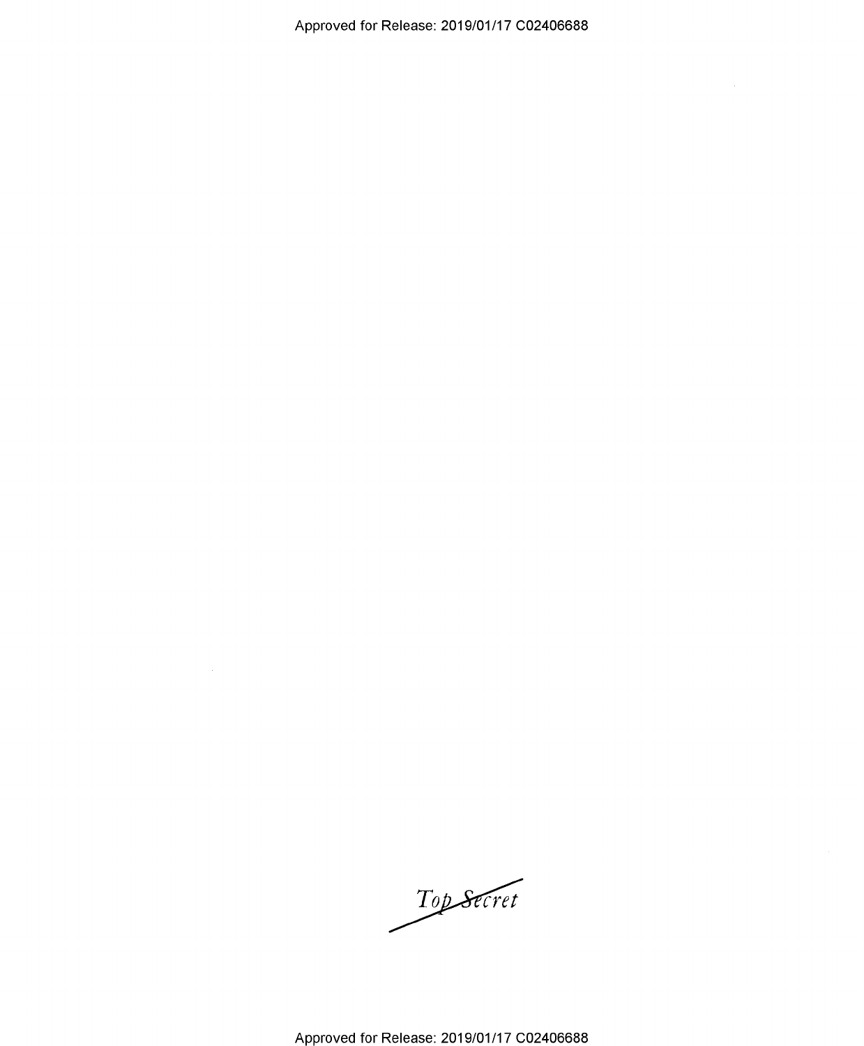*Top Secret*